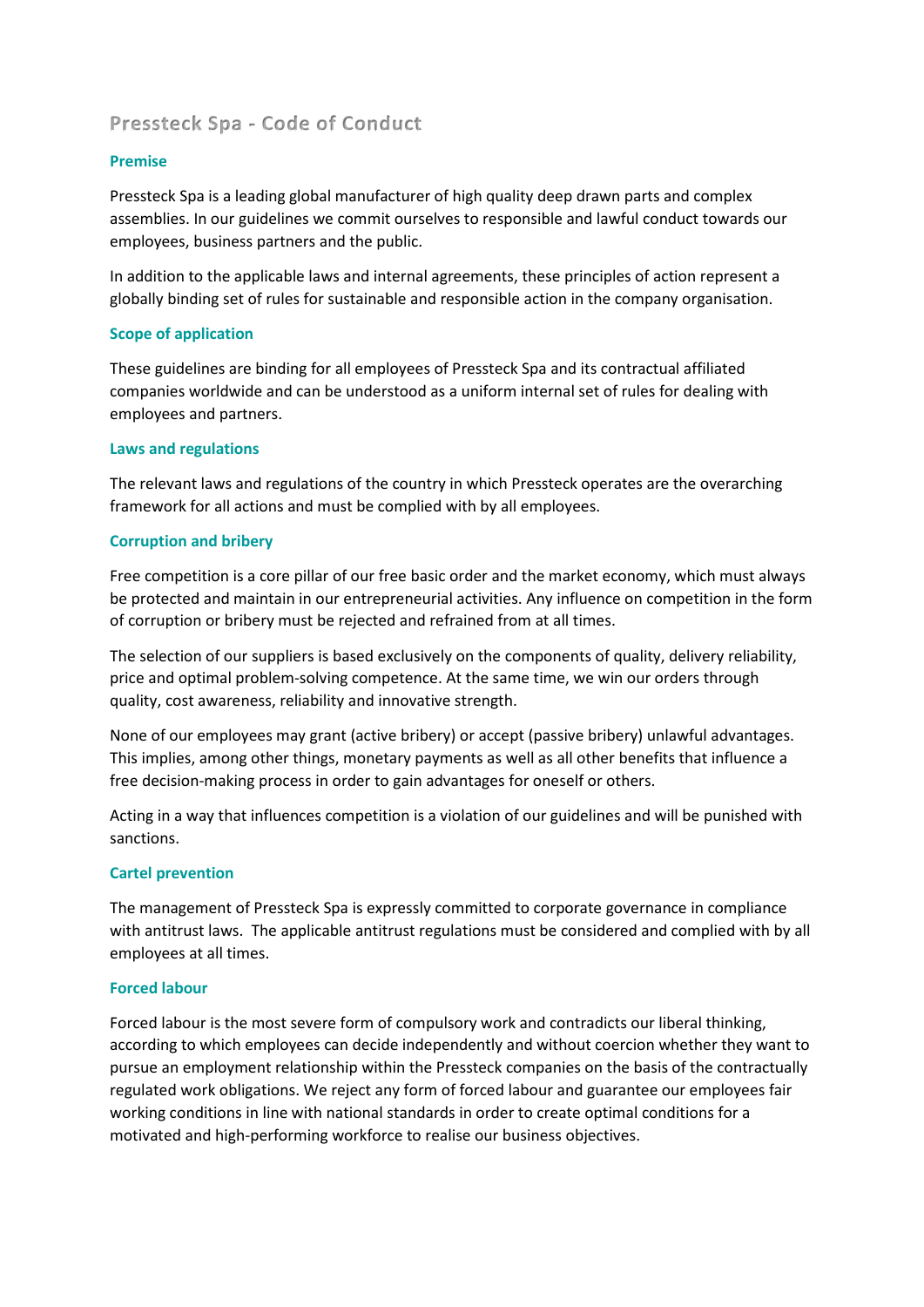# Pressteck Spa - Code of Conduct

## Premise

Pressteck Spa is a leading global manufacturer of high quality deep drawn parts and complex assemblies. In our guidelines we commit ourselves to responsible and lawful conduct towards our employees, business partners and the public.

In addition to the applicable laws and internal agreements, these principles of action represent a globally binding set of rules for sustainable and responsible action in the company organisation.

## Scope of application

These guidelines are binding for all employees of Pressteck Spa and its contractual affiliated companies worldwide and can be understood as a uniform internal set of rules for dealing with employees and partners.

## Laws and regulations

The relevant laws and regulations of the country in which Pressteck operates are the overarching framework for all actions and must be complied with by all employees.

## Corruption and bribery

Free competition is a core pillar of our free basic order and the market economy, which must always be protected and maintain in our entrepreneurial activities. Any influence on competition in the form of corruption or bribery must be rejected and refrained from at all times.

The selection of our suppliers is based exclusively on the components of quality, delivery reliability, price and optimal problem-solving competence. At the same time, we win our orders through quality, cost awareness, reliability and innovative strength.

None of our employees may grant (active bribery) or accept (passive bribery) unlawful advantages. This implies, among other things, monetary payments as well as all other benefits that influence a free decision-making process in order to gain advantages for oneself or others.

Acting in a way that influences competition is a violation of our guidelines and will be punished with sanctions.

## Cartel prevention

The management of Pressteck Spa is expressly committed to corporate governance in compliance with antitrust laws. The applicable antitrust regulations must be considered and complied with by all employees at all times.

## Forced labour

Forced labour is the most severe form of compulsory work and contradicts our liberal thinking, according to which employees can decide independently and without coercion whether they want to pursue an employment relationship within the Pressteck companies on the basis of the contractually regulated work obligations. We reject any form of forced labour and guarantee our employees fair working conditions in line with national standards in order to create optimal conditions for a motivated and high-performing workforce to realise our business objectives.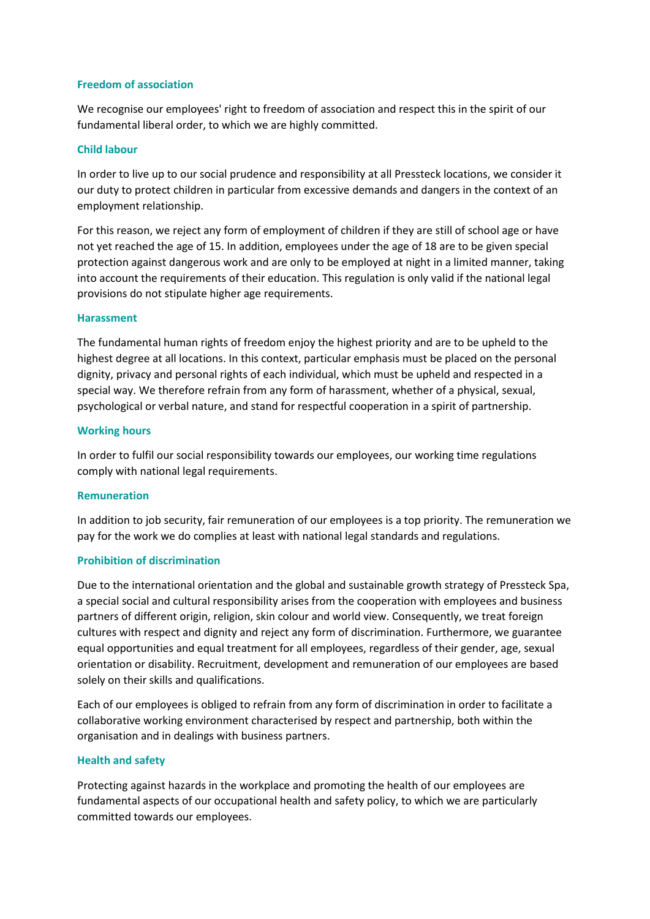### Freedom of association

We recognise our employees' right to freedom of association and respect this in the spirit of our fundamental liberal order, to which we are highly committed.

### Child labour

In order to live up to our social prudence and responsibility at all Pressteck locations, we consider it our duty to protect children in particular from excessive demands and dangers in the context of an employment relationship.

For this reason, we reject any form of employment of children if they are still of school age or have not yet reached the age of 15. In addition, employees under the age of 18 are to be given special protection against dangerous work and are only to be employed at night in a limited manner, taking into account the requirements of their education. This regulation is only valid if the national legal provisions do not stipulate higher age requirements.

### Harassment

The fundamental human rights of freedom enjoy the highest priority and are to be upheld to the highest degree at all locations. In this context, particular emphasis must be placed on the personal dignity, privacy and personal rights of each individual, which must be upheld and respected in a special way. We therefore refrain from any form of harassment, whether of a physical, sexual, psychological or verbal nature, and stand for respectful cooperation in a spirit of partnership.

### Working hours

In order to fulfil our social responsibility towards our employees, our working time regulations comply with national legal requirements.

### Remuneration

In addition to job security, fair remuneration of our employees is a top priority. The remuneration we pay for the work we do complies at least with national legal standards and regulations.

### Prohibition of discrimination

Due to the international orientation and the global and sustainable growth strategy of Pressteck Spa, a special social and cultural responsibility arises from the cooperation with employees and business partners of different origin, religion, skin colour and world view. Consequently, we treat foreign cultures with respect and dignity and reject any form of discrimination. Furthermore, we guarantee equal opportunities and equal treatment for all employees, regardless of their gender, age, sexual orientation or disability. Recruitment, development and remuneration of our employees are based solely on their skills and qualifications.

Each of our employees is obliged to refrain from any form of discrimination in order to facilitate a collaborative working environment characterised by respect and partnership, both within the organisation and in dealings with business partners.

### Health and safety

Protecting against hazards in the workplace and promoting the health of our employees are fundamental aspects of our occupational health and safety policy, to which we are particularly committed towards our employees.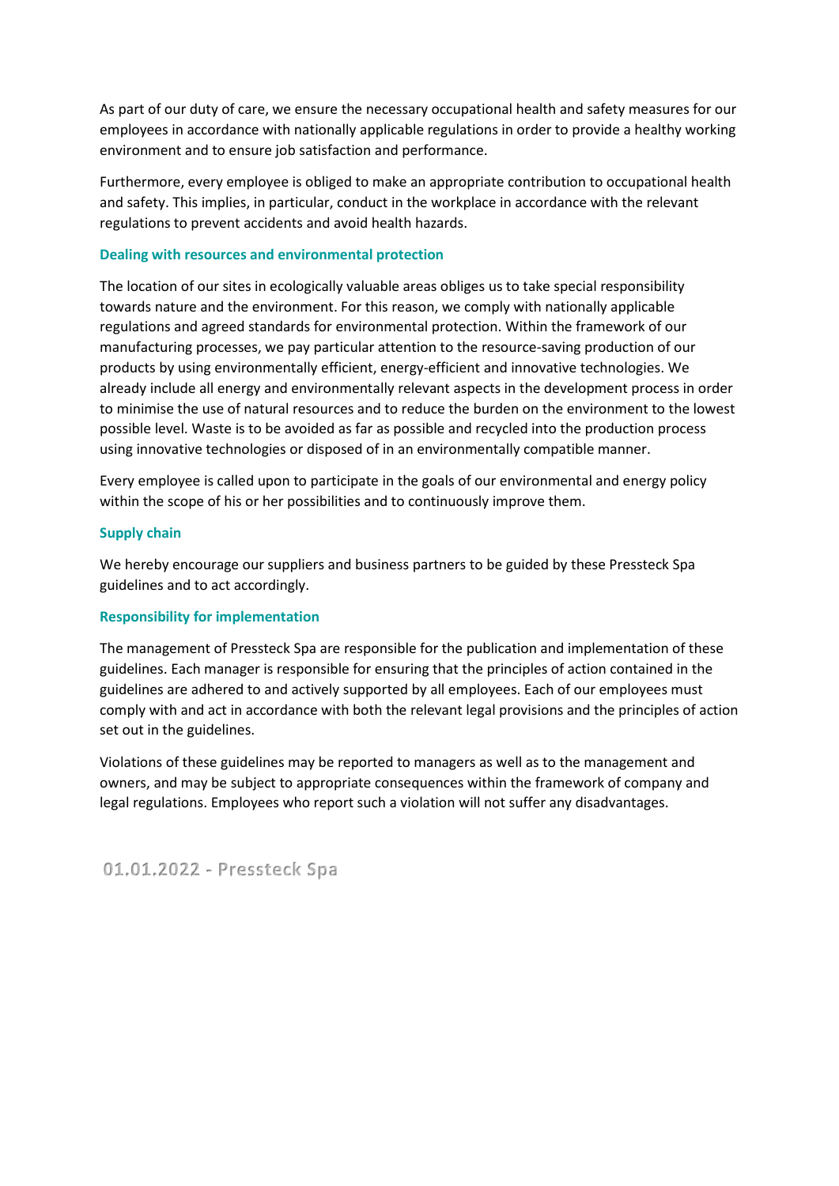As part of our duty of care, we ensure the necessary occupational health and safety measures for our employees in accordance with nationally applicable regulations in order to provide a healthy working environment and to ensure job satisfaction and performance.

Furthermore, every employee is obliged to make an appropriate contribution to occupational health and safety. This implies, in particular, conduct in the workplace in accordance with the relevant regulations to prevent accidents and avoid health hazards.

### Dealing with resources and environmental protection

The location of our sites in ecologically valuable areas obliges us to take special responsibility towards nature and the environment. For this reason, we comply with nationally applicable regulations and agreed standards for environmental protection. Within the framework of our manufacturing processes, we pay particular attention to the resource-saving production of our products by using environmentally efficient, energy-efficient and innovative technologies. We already include all energy and environmentally relevant aspects in the development process in order to minimise the use of natural resources and to reduce the burden on the environment to the lowest possible level. Waste is to be avoided as far as possible and recycled into the production process using innovative technologies or disposed of in an environmentally compatible manner.

Every employee is called upon to participate in the goals of our environmental and energy policy within the scope of his or her possibilities and to continuously improve them.

### Supply chain

We hereby encourage our suppliers and business partners to be guided by these Pressteck Spa guidelines and to act accordingly.

### Responsibility for implementation

The management of Pressteck Spa are responsible for the publication and implementation of these guidelines. Each manager is responsible for ensuring that the principles of action contained in the guidelines are adhered to and actively supported by all employees. Each of our employees must comply with and act in accordance with both the relevant legal provisions and the principles of action set out in the guidelines.

Violations of these guidelines may be reported to managers as well as to the management and owners, and may be subject to appropriate consequences within the framework of company and legal regulations. Employees who report such a violation will not suffer any disadvantages.

01.01.2022 - Pressteck Spa